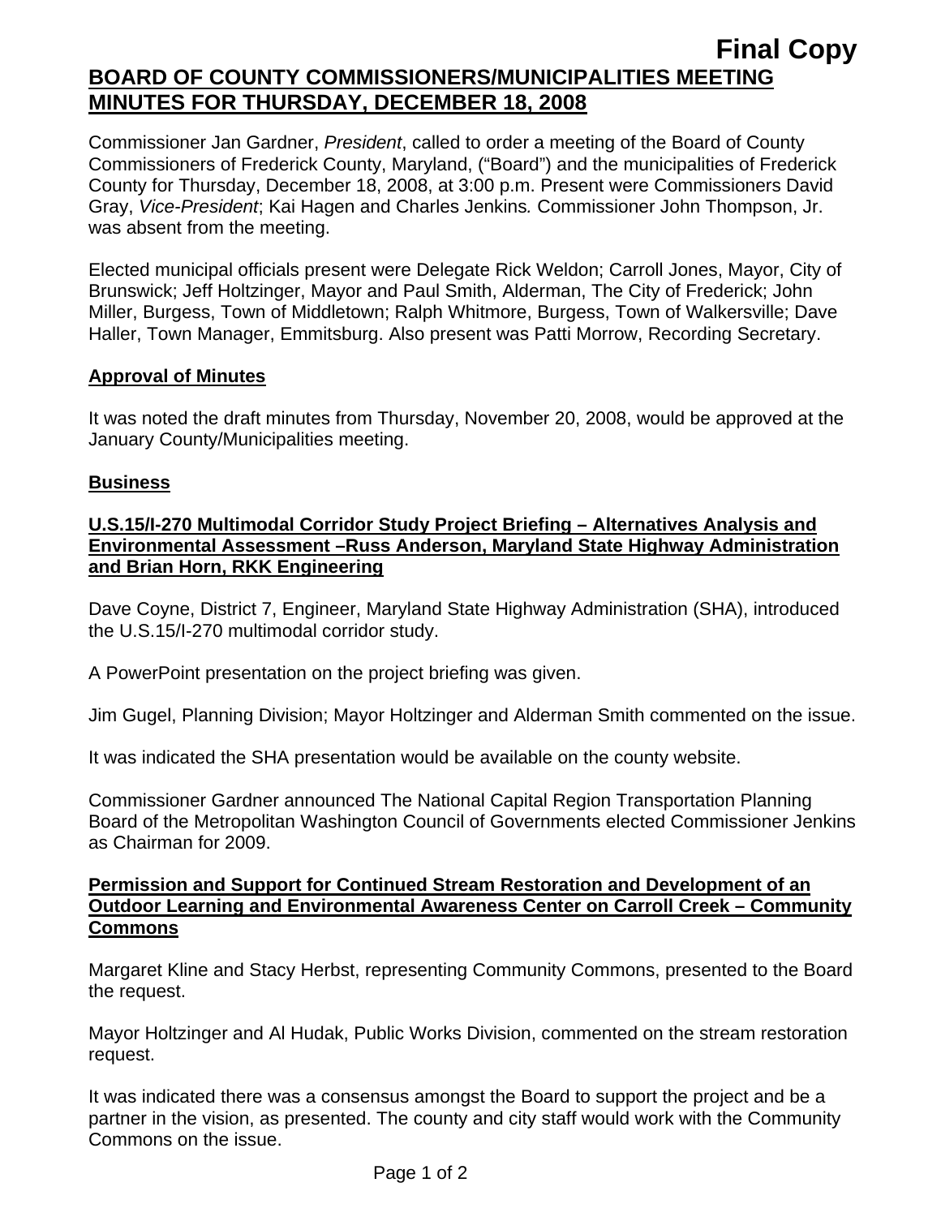**Final Copy**

# BOARD OF COUNTY COMMISSIONERS/MUNICIPALITIES MEETING MINUTES FOR THURSDAY, DECEMBER 18, 2008

Commissioner Jan Gardner, *President*, called to order a meeting of the Board of County Commissioners of Frederick County, Maryland, ("Board") and the municipalities of Frederick County for Thursday, December 18, 2008, at 3:00 p.m. Present were Commissioners David Gray, *Vice-President*; Kai Hagen and Charles Jenkins*.* Commissioner John Thompson, Jr. was absent from the meeting.

Elected municipal officials present were Delegate Rick Weldon; Carroll Jones, Mayor, City of Brunswick; Jeff Holtzinger, Mayor and Paul Smith, Alderman, The City of Frederick; John Miller, Burgess, Town of Middletown; Ralph Whitmore, Burgess, Town of Walkersville; Dave Haller, Town Manager, Emmitsburg. Also present was Patti Morrow, Recording Secretary.

## Approval of Minutes

It was noted the draft minutes from Thursday, November 20, 2008, would be approved at the January County/Municipalities meeting.

## Business

### U.S.15/I-270 Multimodal Corridor Study Project Briefing – Alternatives Analysis and Environmental Assessment –Russ Anderson, Maryland State Highway Administration and Brian Horn, RKK Engineering

Dave Coyne, District 7, Engineer, Maryland State Highway Administration (SHA), introduced the U.S.15/I-270 multimodal corridor study.

A PowerPoint presentation on the project briefing was given.

Jim Gugel, Planning Division; Mayor Holtzinger and Alderman Smith commented on the issue.

It was indicated the SHA presentation would be available on the county website.

Commissioner Gardner announced The National Capital Region Transportation Planning Board of the Metropolitan Washington Council of Governments elected Commissioner Jenkins as Chairman for 2009.

### Permission and Support for Continued Stream Restoration and Development of an Outdoor Learning and Environmental Awareness Center on Carroll Creek – Community Commons

Margaret Kline and Stacy Herbst, representing Community Commons, presented to the Board the request.

Mayor Holtzinger and Al Hudak, Public Works Division, commented on the stream restoration request.

It was indicated there was a consensus amongst the Board to support the project and be a partner in the vision, as presented. The county and city staff would work with the Community Commons on the issue.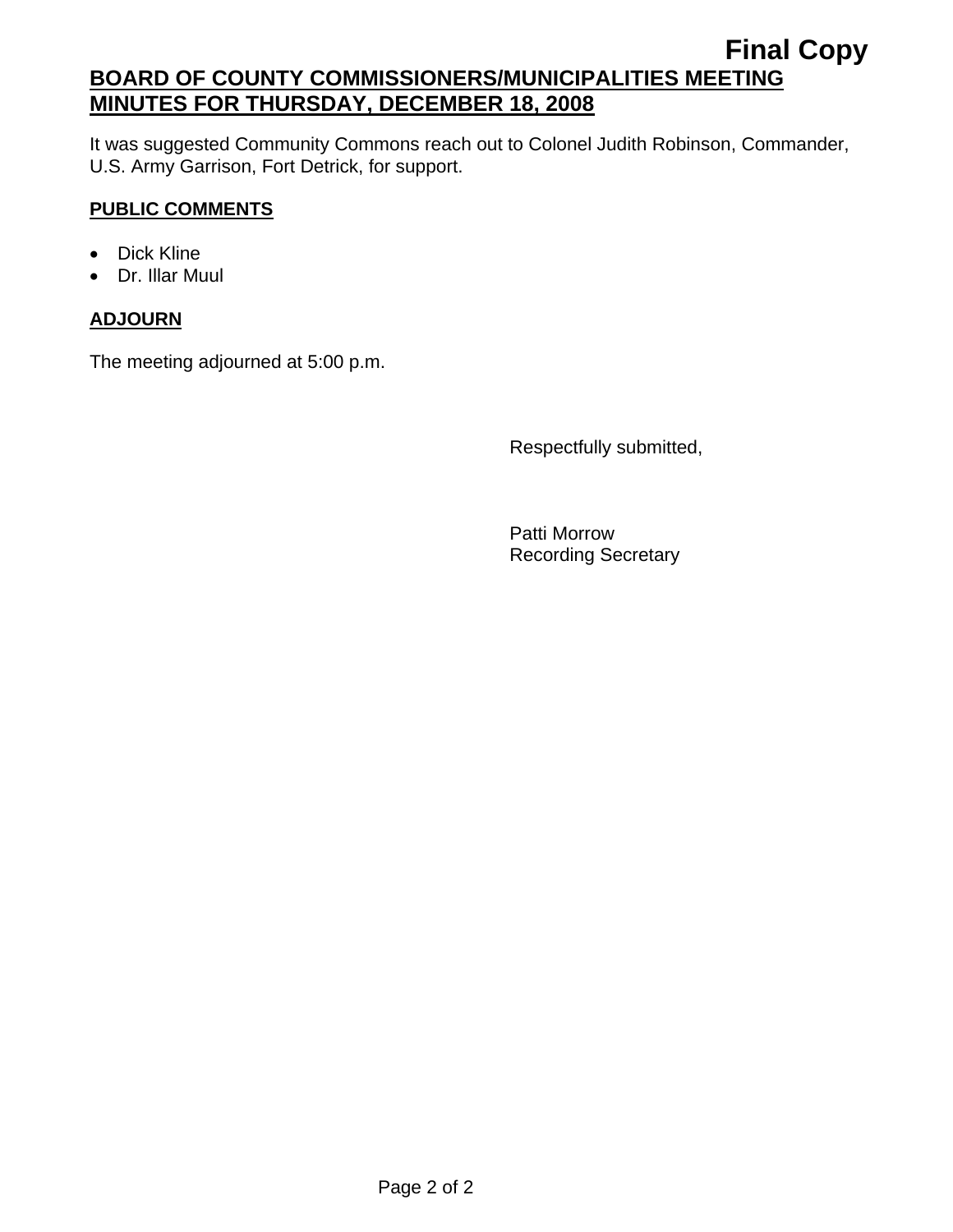**Final Copy**

**BOARD OF COUNTY COMMISSIONERS/MUNICIPALITIES MEETING MINUTES FOR THURSDAY, DECEMBER 18, 2008**

It was suggested Community Commons reach out to Colonel Judith Robinson, Commander, U.S. Army Garrison, Fort Detrick, for support.

## PUBLIC COMMENTS

- Dick Kline
- Dr. Illar Muul

## ADJOURN

The meeting adjourned at 5:00 p.m.

Respectfully submitted,

Patti Morrow
Recording Secretary